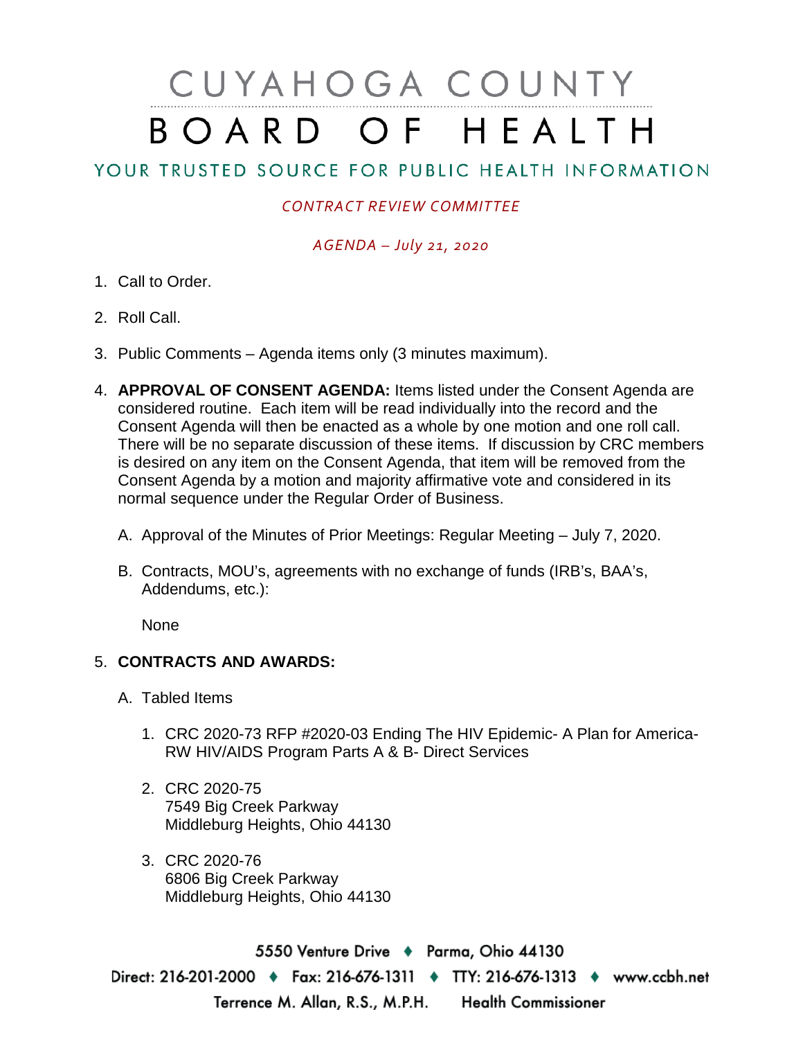# CUYAHOGA COUNTY BOARD OF HEALTH

YOUR TRUSTED SOURCE FOR PUBLIC HEALTH INFORMATION

*CONTRACT REVIEW COMMITTEE*

*AGENDA – July 21, 2020*

1. Call to Order.

2. Roll Call.

3. Public Comments – Agenda items only (3 minutes maximum).

4. **APPROVAL OF CONSENT AGENDA:** Items listed under the Consent Agenda are considered routine. Each item will be read individually into the record and the Consent Agenda will then be enacted as a whole by one motion and one roll call. There will be no separate discussion of these items. If discussion by CRC members is desired on any item on the Consent Agenda, that item will be removed from the Consent Agenda by a motion and majority affirmative vote and considered in its normal sequence under the Regular Order of Business.

   A. Approval of the Minutes of Prior Meetings: Regular Meeting – July 7, 2020.

   B. Contracts, MOU's, agreements with no exchange of funds (IRB's, BAA's, Addendums, etc.):

      None

5. **CONTRACTS AND AWARDS:**

   A. Tabled Items

      1. CRC 2020-73 RFP #2020-03 Ending The HIV Epidemic- A Plan for America- RW HIV/AIDS Program Parts A & B- Direct Services

      2. CRC 2020-75
         7549 Big Creek Parkway
         Middleburg Heights, Ohio 44130

      3. CRC 2020-76
         6806 Big Creek Parkway
         Middleburg Heights, Ohio 44130

5550 Venture Drive ♦ Parma, Ohio 44130

Direct: 216-201-2000 ♦ Fax: 216-676-1311 ♦ TTY: 216-676-1313 ♦ www.ccbh.net

Terrence M. Allan, R.S., M.P.H. Health Commissioner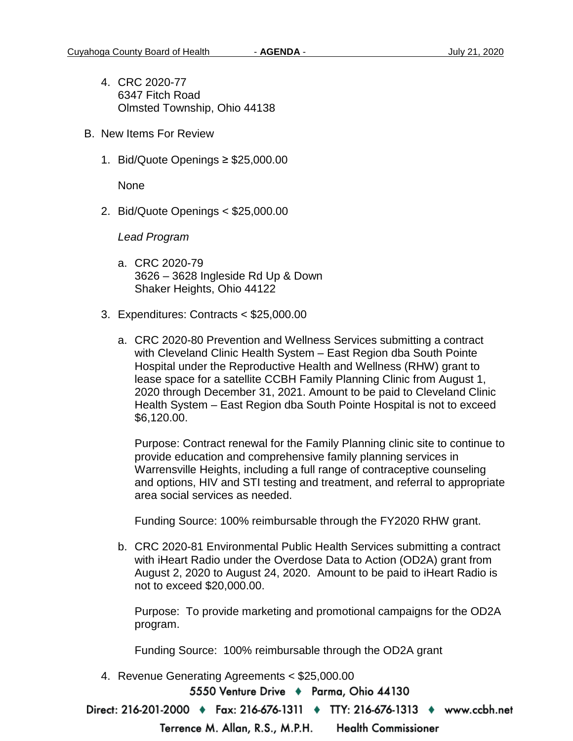4. CRC 2020-77
   6347 Fitch Road
   Olmsted Township, Ohio 44138

B. New Items For Review

1. Bid/Quote Openings ≥ $25,000.00

   None

2. Bid/Quote Openings < $25,000.00

   *Lead Program*

   a. CRC 2020-79
      3626 – 3628 Ingleside Rd Up & Down
      Shaker Heights, Ohio 44122

3. Expenditures: Contracts < $25,000.00

   a. CRC 2020-80 Prevention and Wellness Services submitting a contract with Cleveland Clinic Health System – East Region dba South Pointe Hospital under the Reproductive Health and Wellness (RHW) grant to lease space for a satellite CCBH Family Planning Clinic from August 1, 2020 through December 31, 2021. Amount to be paid to Cleveland Clinic Health System – East Region dba South Pointe Hospital is not to exceed $6,120.00.

      Purpose: Contract renewal for the Family Planning clinic site to continue to provide education and comprehensive family planning services in Warrensville Heights, including a full range of contraceptive counseling and options, HIV and STI testing and treatment, and referral to appropriate area social services as needed.

      Funding Source: 100% reimbursable through the FY2020 RHW grant.

   b. CRC 2020-81 Environmental Public Health Services submitting a contract with iHeart Radio under the Overdose Data to Action (OD2A) grant from August 2, 2020 to August 24, 2020. Amount to be paid to iHeart Radio is not to exceed $20,000.00.

      Purpose: To provide marketing and promotional campaigns for the OD2A program.

      Funding Source: 100% reimbursable through the OD2A grant

4. Revenue Generating Agreements < $25,000.00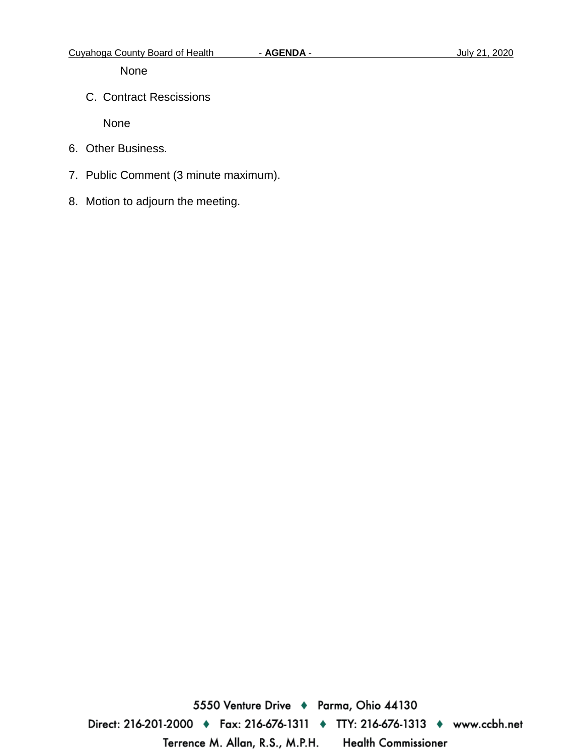None

C. Contract Rescissions

None

6. Other Business.

7. Public Comment (3 minute maximum).

8. Motion to adjourn the meeting.